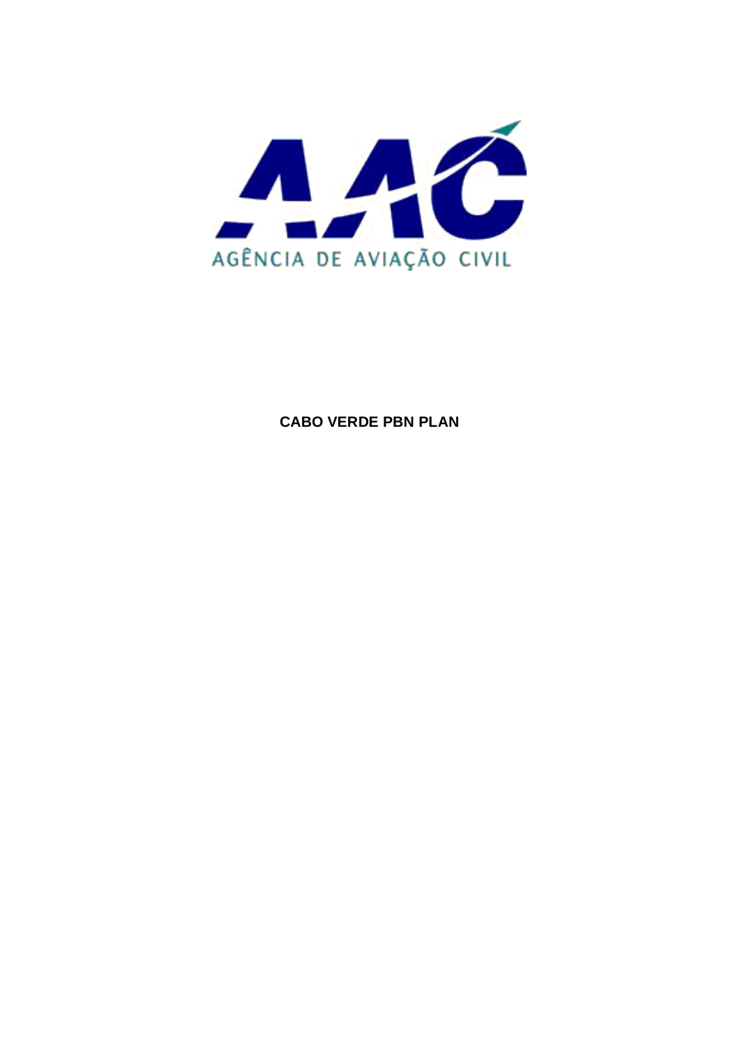AGÊNCIA DE AVIAÇÃO CIVIL

**CABO VERDE PBN PLAN**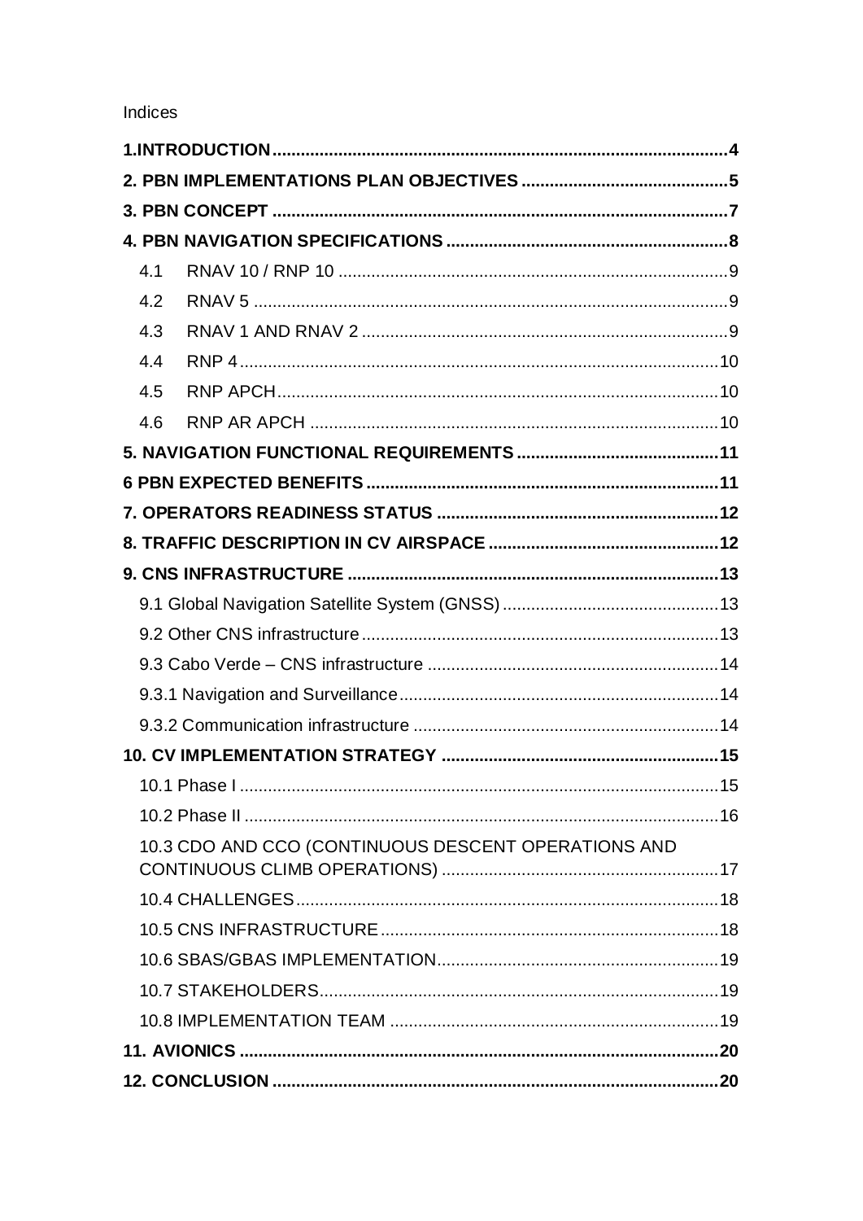Indices

**1.INTRODUCTION** .......... **4**

**2. PBN IMPLEMENTATIONS PLAN OBJECTIVES** .......... **5**

**3. PBN CONCEPT** .......... **7**

**4. PBN NAVIGATION SPECIFICATIONS** .......... **8**

- 4.1 RNAV 10 / RNP 10 .......... 9
- 4.2 RNAV 5 .......... 9
- 4.3 RNAV 1 AND RNAV 2 .......... 9
- 4.4 RNP 4 .......... 10
- 4.5 RNP APCH .......... 10
- 4.6 RNP AR APCH .......... 10

**5. NAVIGATION FUNCTIONAL REQUIREMENTS** .......... **11**

**6 PBN EXPECTED BENEFITS** .......... **11**

**7. OPERATORS READINESS STATUS** .......... **12**

**8. TRAFFIC DESCRIPTION IN CV AIRSPACE** .......... **12**

**9. CNS INFRASTRUCTURE** .......... **13**

- 9.1 Global Navigation Satellite System (GNSS) .......... 13
- 9.2 Other CNS infrastructure .......... 13
- 9.3 Cabo Verde – CNS infrastructure .......... 14
- 9.3.1 Navigation and Surveillance .......... 14
- 9.3.2 Communication infrastructure .......... 14

**10. CV IMPLEMENTATION STRATEGY** .......... **15**

- 10.1 Phase I .......... 15
- 10.2 Phase II .......... 16
- 10.3 CDO AND CCO (CONTINUOUS DESCENT OPERATIONS AND CONTINUOUS CLIMB OPERATIONS) .......... 17
- 10.4 CHALLENGES .......... 18
- 10.5 CNS INFRASTRUCTURE .......... 18
- 10.6 SBAS/GBAS IMPLEMENTATION .......... 19
- 10.7 STAKEHOLDERS .......... 19
- 10.8 IMPLEMENTATION TEAM .......... 19

**11. AVIONICS** .......... **20**

**12. CONCLUSION** .......... **20**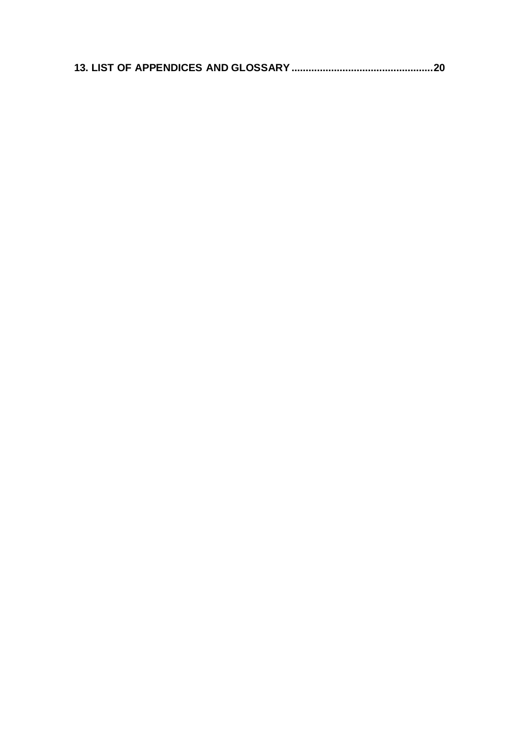**13. LIST OF APPENDICES AND GLOSSARY ................................................20**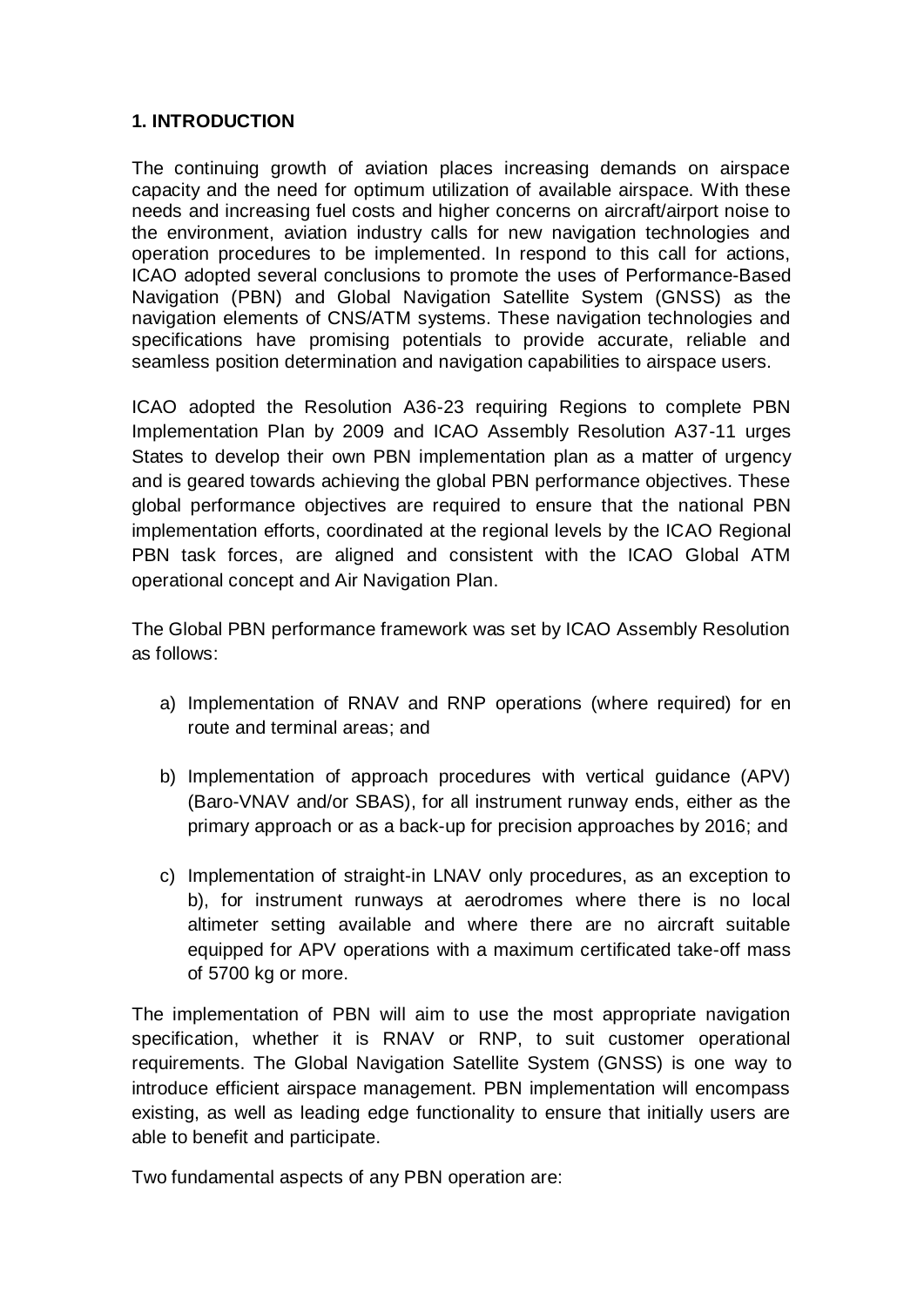## 1. INTRODUCTION

The continuing growth of aviation places increasing demands on airspace capacity and the need for optimum utilization of available airspace. With these needs and increasing fuel costs and higher concerns on aircraft/airport noise to the environment, aviation industry calls for new navigation technologies and operation procedures to be implemented. In respond to this call for actions, ICAO adopted several conclusions to promote the uses of Performance-Based Navigation (PBN) and Global Navigation Satellite System (GNSS) as the navigation elements of CNS/ATM systems. These navigation technologies and specifications have promising potentials to provide accurate, reliable and seamless position determination and navigation capabilities to airspace users.

ICAO adopted the Resolution A36-23 requiring Regions to complete PBN Implementation Plan by 2009 and ICAO Assembly Resolution A37-11 urges States to develop their own PBN implementation plan as a matter of urgency and is geared towards achieving the global PBN performance objectives. These global performance objectives are required to ensure that the national PBN implementation efforts, coordinated at the regional levels by the ICAO Regional PBN task forces, are aligned and consistent with the ICAO Global ATM operational concept and Air Navigation Plan.

The Global PBN performance framework was set by ICAO Assembly Resolution as follows:

a) Implementation of RNAV and RNP operations (where required) for en route and terminal areas; and

b) Implementation of approach procedures with vertical guidance (APV) (Baro-VNAV and/or SBAS), for all instrument runway ends, either as the primary approach or as a back-up for precision approaches by 2016; and

c) Implementation of straight-in LNAV only procedures, as an exception to b), for instrument runways at aerodromes where there is no local altimeter setting available and where there are no aircraft suitable equipped for APV operations with a maximum certificated take-off mass of 5700 kg or more.

The implementation of PBN will aim to use the most appropriate navigation specification, whether it is RNAV or RNP, to suit customer operational requirements. The Global Navigation Satellite System (GNSS) is one way to introduce efficient airspace management. PBN implementation will encompass existing, as well as leading edge functionality to ensure that initially users are able to benefit and participate.

Two fundamental aspects of any PBN operation are: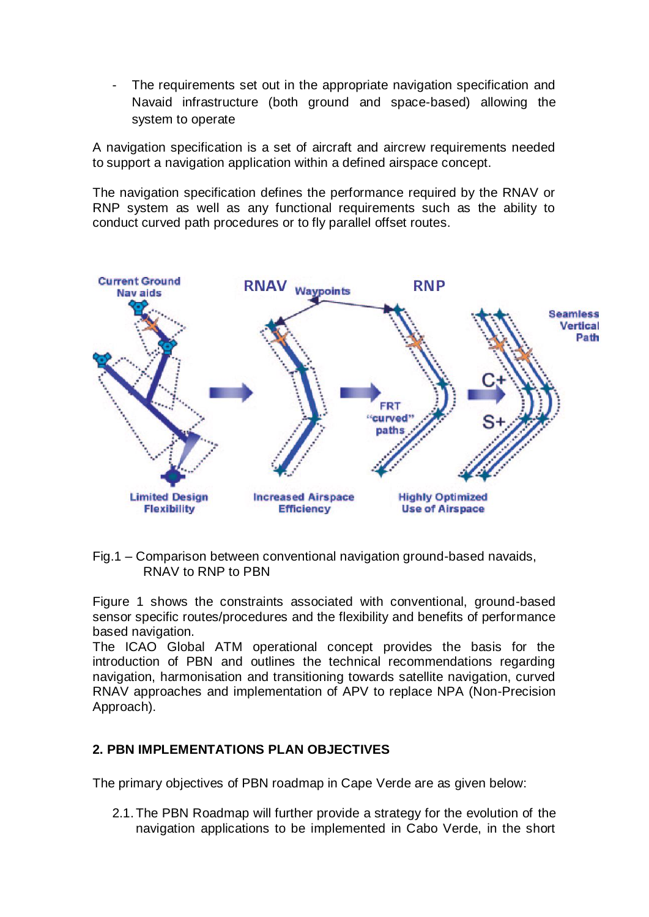- The requirements set out in the appropriate navigation specification and Navaid infrastructure (both ground and space-based) allowing the system to operate

A navigation specification is a set of aircraft and aircrew requirements needed to support a navigation application within a defined airspace concept.

The navigation specification defines the performance required by the RNAV or RNP system as well as any functional requirements such as the ability to conduct curved path procedures or to fly parallel offset routes.

Current Ground Nav aids

RNAV

Waypoints

RNP

Seamless Vertical Path

FRT "curved" paths

C+

S+

Limited Design Flexibility

Increased Airspace Efficiency

Highly Optimized Use of Airspace

Fig.1 – Comparison between conventional navigation ground-based navaids, RNAV to RNP to PBN

Figure 1 shows the constraints associated with conventional, ground-based sensor specific routes/procedures and the flexibility and benefits of performance based navigation.

The ICAO Global ATM operational concept provides the basis for the introduction of PBN and outlines the technical recommendations regarding navigation, harmonisation and transitioning towards satellite navigation, curved RNAV approaches and implementation of APV to replace NPA (Non-Precision Approach).

## 2. PBN IMPLEMENTATIONS PLAN OBJECTIVES

The primary objectives of PBN roadmap in Cape Verde are as given below:

2.1. The PBN Roadmap will further provide a strategy for the evolution of the navigation applications to be implemented in Cabo Verde, in the short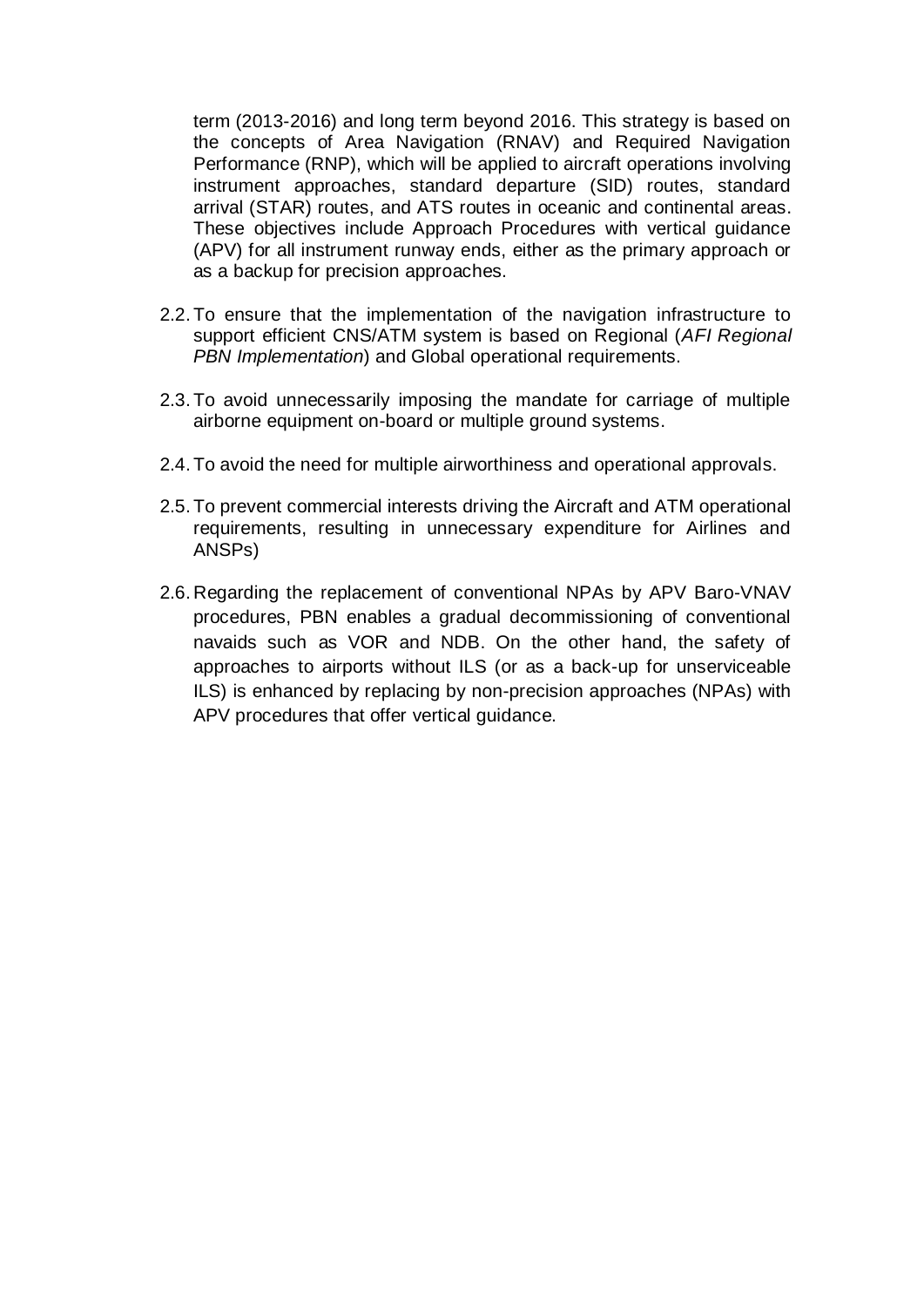term (2013-2016) and long term beyond 2016. This strategy is based on the concepts of Area Navigation (RNAV) and Required Navigation Performance (RNP), which will be applied to aircraft operations involving instrument approaches, standard departure (SID) routes, standard arrival (STAR) routes, and ATS routes in oceanic and continental areas. These objectives include Approach Procedures with vertical guidance (APV) for all instrument runway ends, either as the primary approach or as a backup for precision approaches.

2.2. To ensure that the implementation of the navigation infrastructure to support efficient CNS/ATM system is based on Regional (*AFI Regional PBN Implementation*) and Global operational requirements.

2.3. To avoid unnecessarily imposing the mandate for carriage of multiple airborne equipment on-board or multiple ground systems.

2.4. To avoid the need for multiple airworthiness and operational approvals.

2.5. To prevent commercial interests driving the Aircraft and ATM operational requirements, resulting in unnecessary expenditure for Airlines and ANSPs)

2.6. Regarding the replacement of conventional NPAs by APV Baro-VNAV procedures, PBN enables a gradual decommissioning of conventional navaids such as VOR and NDB. On the other hand, the safety of approaches to airports without ILS (or as a back-up for unserviceable ILS) is enhanced by replacing by non-precision approaches (NPAs) with APV procedures that offer vertical guidance.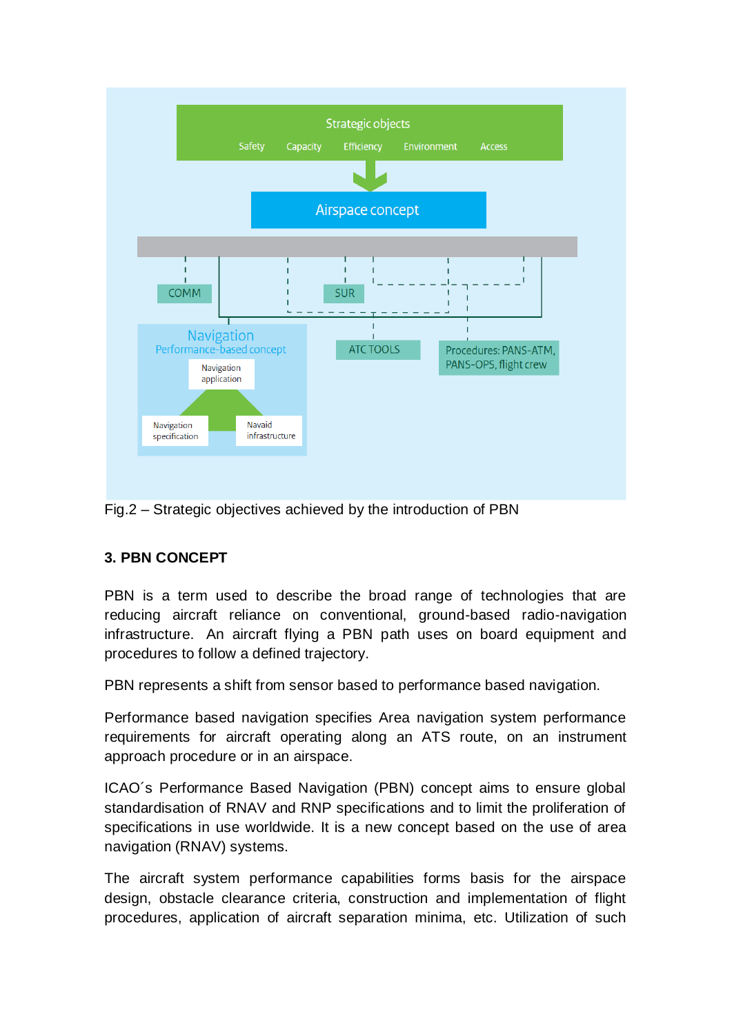Strategic objects

Safety Capacity Efficiency Environment Access

Airspace concept

COMM

SUR

Navigation

Performance-based concept

Navigation application

Navigation specification

Navaid infrastructure

ATC TOOLS

Procedures: PANS-ATM, PANS-OPS, flight crew

Fig.2 – Strategic objectives achieved by the introduction of PBN

### 3. PBN CONCEPT

PBN is a term used to describe the broad range of technologies that are reducing aircraft reliance on conventional, ground-based radio-navigation infrastructure. An aircraft flying a PBN path uses on board equipment and procedures to follow a defined trajectory.

PBN represents a shift from sensor based to performance based navigation.

Performance based navigation specifies Area navigation system performance requirements for aircraft operating along an ATS route, on an instrument approach procedure or in an airspace.

ICAO´s Performance Based Navigation (PBN) concept aims to ensure global standardisation of RNAV and RNP specifications and to limit the proliferation of specifications in use worldwide. It is a new concept based on the use of area navigation (RNAV) systems.

The aircraft system performance capabilities forms basis for the airspace design, obstacle clearance criteria, construction and implementation of flight procedures, application of aircraft separation minima, etc. Utilization of such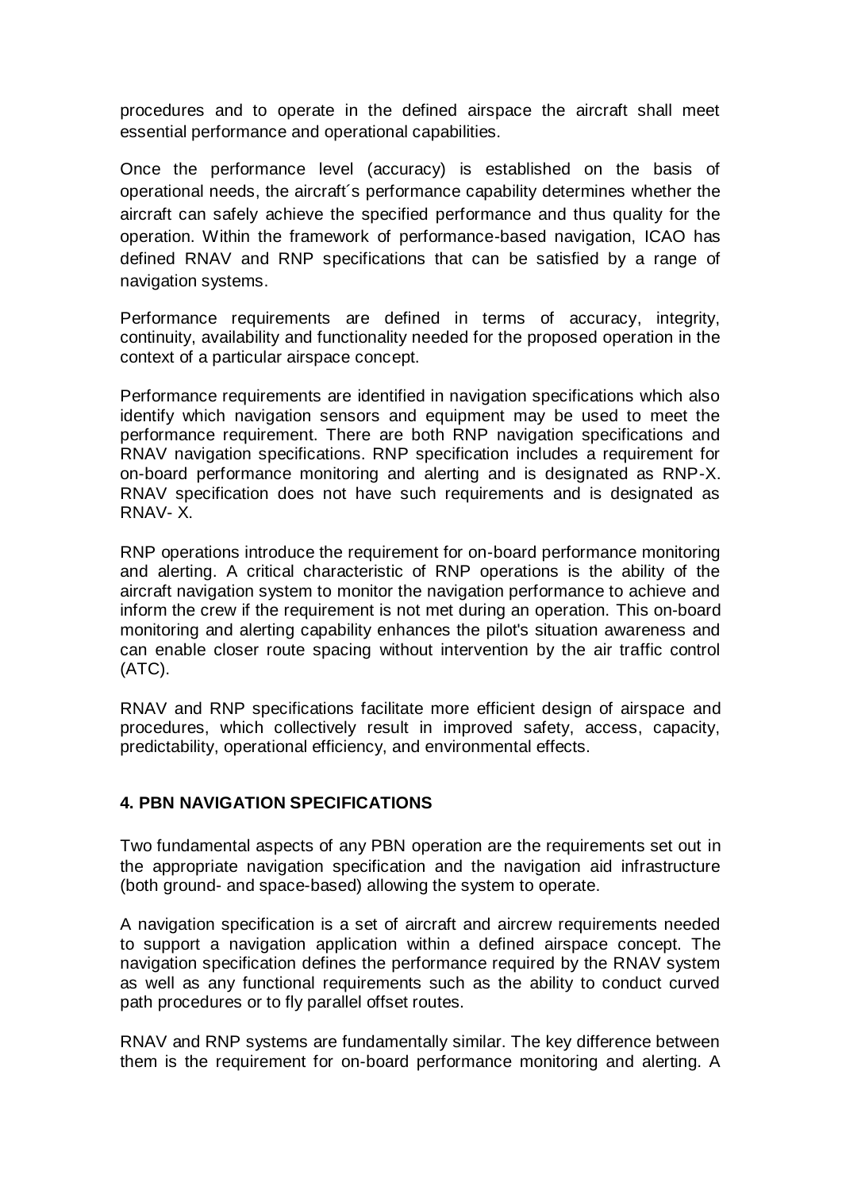procedures and to operate in the defined airspace the aircraft shall meet essential performance and operational capabilities.

Once the performance level (accuracy) is established on the basis of operational needs, the aircraft´s performance capability determines whether the aircraft can safely achieve the specified performance and thus quality for the operation. Within the framework of performance-based navigation, ICAO has defined RNAV and RNP specifications that can be satisfied by a range of navigation systems.

Performance requirements are defined in terms of accuracy, integrity, continuity, availability and functionality needed for the proposed operation in the context of a particular airspace concept.

Performance requirements are identified in navigation specifications which also identify which navigation sensors and equipment may be used to meet the performance requirement. There are both RNP navigation specifications and RNAV navigation specifications. RNP specification includes a requirement for on-board performance monitoring and alerting and is designated as RNP-X. RNAV specification does not have such requirements and is designated as RNAV- X.

RNP operations introduce the requirement for on-board performance monitoring and alerting. A critical characteristic of RNP operations is the ability of the aircraft navigation system to monitor the navigation performance to achieve and inform the crew if the requirement is not met during an operation. This on-board monitoring and alerting capability enhances the pilot's situation awareness and can enable closer route spacing without intervention by the air traffic control (ATC).

RNAV and RNP specifications facilitate more efficient design of airspace and procedures, which collectively result in improved safety, access, capacity, predictability, operational efficiency, and environmental effects.

## 4. PBN NAVIGATION SPECIFICATIONS

Two fundamental aspects of any PBN operation are the requirements set out in the appropriate navigation specification and the navigation aid infrastructure (both ground- and space-based) allowing the system to operate.

A navigation specification is a set of aircraft and aircrew requirements needed to support a navigation application within a defined airspace concept. The navigation specification defines the performance required by the RNAV system as well as any functional requirements such as the ability to conduct curved path procedures or to fly parallel offset routes.

RNAV and RNP systems are fundamentally similar. The key difference between them is the requirement for on-board performance monitoring and alerting. A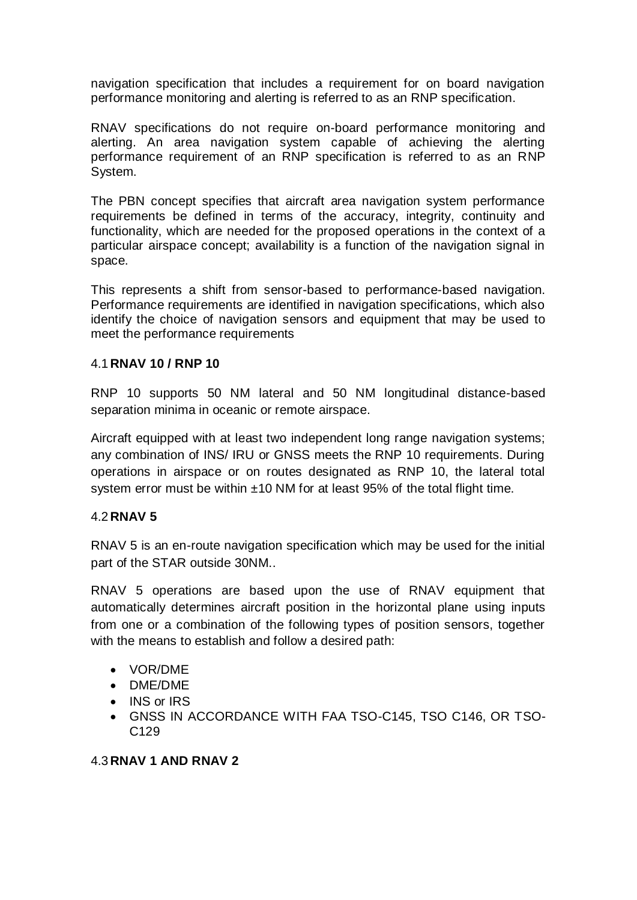navigation specification that includes a requirement for on board navigation performance monitoring and alerting is referred to as an RNP specification.

RNAV specifications do not require on-board performance monitoring and alerting. An area navigation system capable of achieving the alerting performance requirement of an RNP specification is referred to as an RNP System.

The PBN concept specifies that aircraft area navigation system performance requirements be defined in terms of the accuracy, integrity, continuity and functionality, which are needed for the proposed operations in the context of a particular airspace concept; availability is a function of the navigation signal in space.

This represents a shift from sensor-based to performance-based navigation. Performance requirements are identified in navigation specifications, which also identify the choice of navigation sensors and equipment that may be used to meet the performance requirements

### 4.1 **RNAV 10 / RNP 10**

RNP 10 supports 50 NM lateral and 50 NM longitudinal distance-based separation minima in oceanic or remote airspace.

Aircraft equipped with at least two independent long range navigation systems; any combination of INS/ IRU or GNSS meets the RNP 10 requirements. During operations in airspace or on routes designated as RNP 10, the lateral total system error must be within ±10 NM for at least 95% of the total flight time.

### 4.2 **RNAV 5**

RNAV 5 is an en-route navigation specification which may be used for the initial part of the STAR outside 30NM..

RNAV 5 operations are based upon the use of RNAV equipment that automatically determines aircraft position in the horizontal plane using inputs from one or a combination of the following types of position sensors, together with the means to establish and follow a desired path:

- VOR/DME
- DME/DME
- INS or IRS
- GNSS IN ACCORDANCE WITH FAA TSO-C145, TSO C146, OR TSO-C129

### 4.3 **RNAV 1 AND RNAV 2**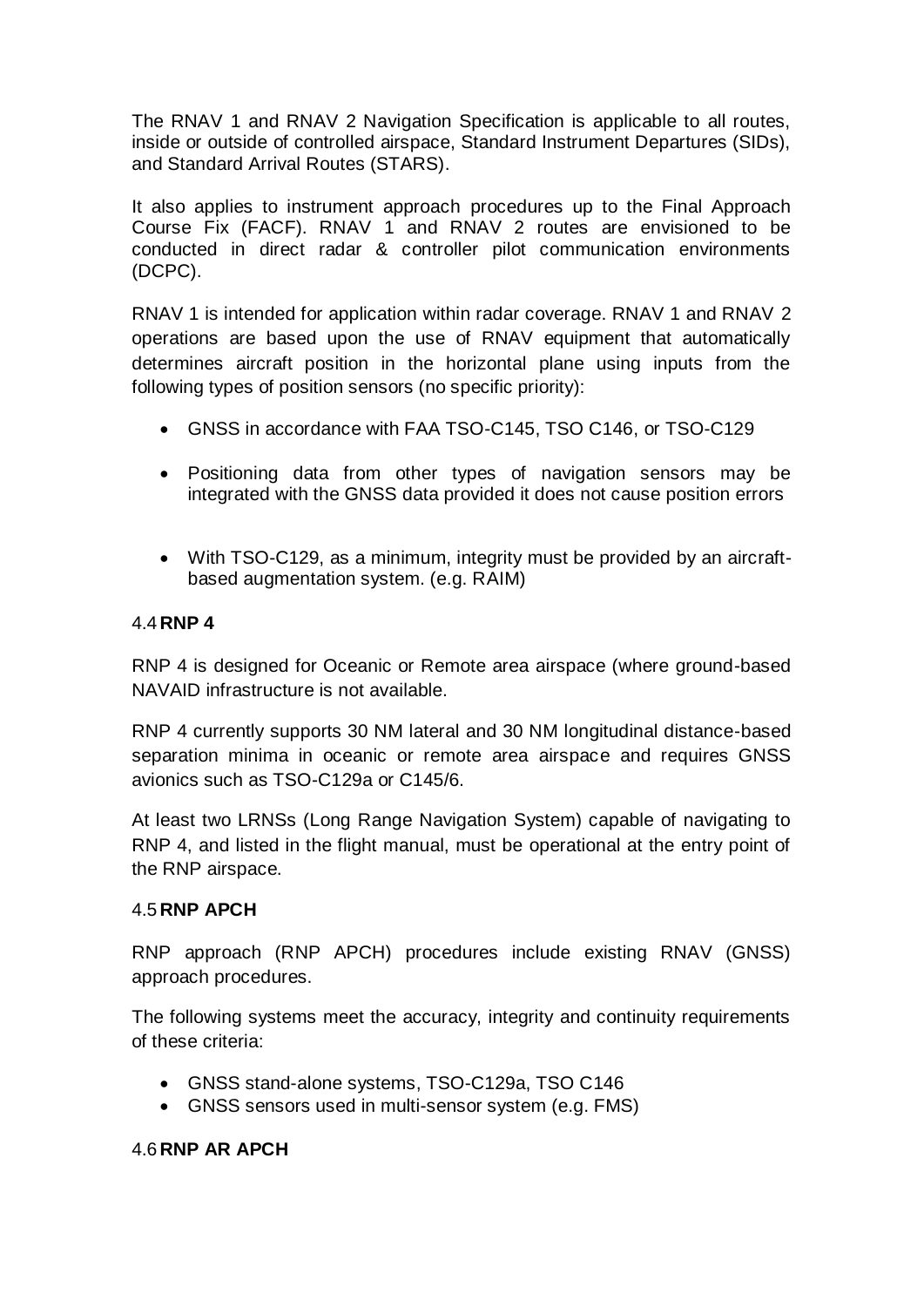The RNAV 1 and RNAV 2 Navigation Specification is applicable to all routes, inside or outside of controlled airspace, Standard Instrument Departures (SIDs), and Standard Arrival Routes (STARS).

It also applies to instrument approach procedures up to the Final Approach Course Fix (FACF). RNAV 1 and RNAV 2 routes are envisioned to be conducted in direct radar & controller pilot communication environments (DCPC).

RNAV 1 is intended for application within radar coverage. RNAV 1 and RNAV 2 operations are based upon the use of RNAV equipment that automatically determines aircraft position in the horizontal plane using inputs from the following types of position sensors (no specific priority):

- GNSS in accordance with FAA TSO-C145, TSO C146, or TSO-C129
- Positioning data from other types of navigation sensors may be integrated with the GNSS data provided it does not cause position errors
- With TSO-C129, as a minimum, integrity must be provided by an aircraft-based augmentation system. (e.g. RAIM)

### 4.4 RNP 4

RNP 4 is designed for Oceanic or Remote area airspace (where ground-based NAVAID infrastructure is not available.

RNP 4 currently supports 30 NM lateral and 30 NM longitudinal distance-based separation minima in oceanic or remote area airspace and requires GNSS avionics such as TSO-C129a or C145/6.

At least two LRNSs (Long Range Navigation System) capable of navigating to RNP 4, and listed in the flight manual, must be operational at the entry point of the RNP airspace.

### 4.5 RNP APCH

RNP approach (RNP APCH) procedures include existing RNAV (GNSS) approach procedures.

The following systems meet the accuracy, integrity and continuity requirements of these criteria:

- GNSS stand-alone systems, TSO-C129a, TSO C146
- GNSS sensors used in multi-sensor system (e.g. FMS)

### 4.6 RNP AR APCH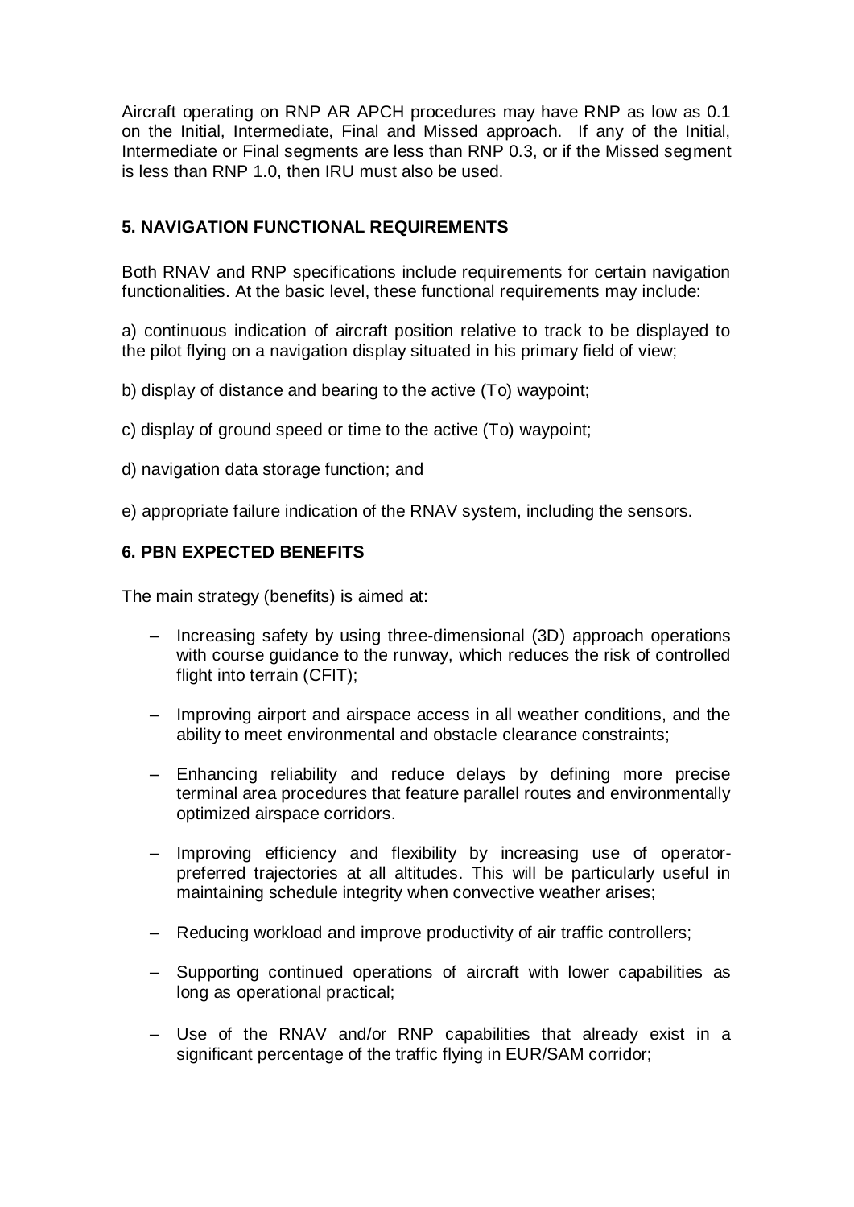Aircraft operating on RNP AR APCH procedures may have RNP as low as 0.1 on the Initial, Intermediate, Final and Missed approach. If any of the Initial, Intermediate or Final segments are less than RNP 0.3, or if the Missed segment is less than RNP 1.0, then IRU must also be used.

## 5. NAVIGATION FUNCTIONAL REQUIREMENTS

Both RNAV and RNP specifications include requirements for certain navigation functionalities. At the basic level, these functional requirements may include:

a) continuous indication of aircraft position relative to track to be displayed to the pilot flying on a navigation display situated in his primary field of view;

b) display of distance and bearing to the active (To) waypoint;

c) display of ground speed or time to the active (To) waypoint;

d) navigation data storage function; and

e) appropriate failure indication of the RNAV system, including the sensors.

## 6. PBN EXPECTED BENEFITS

The main strategy (benefits) is aimed at:

- Increasing safety by using three-dimensional (3D) approach operations with course guidance to the runway, which reduces the risk of controlled flight into terrain (CFIT);
- Improving airport and airspace access in all weather conditions, and the ability to meet environmental and obstacle clearance constraints;
- Enhancing reliability and reduce delays by defining more precise terminal area procedures that feature parallel routes and environmentally optimized airspace corridors.
- Improving efficiency and flexibility by increasing use of operator-preferred trajectories at all altitudes. This will be particularly useful in maintaining schedule integrity when convective weather arises;
- Reducing workload and improve productivity of air traffic controllers;
- Supporting continued operations of aircraft with lower capabilities as long as operational practical;
- Use of the RNAV and/or RNP capabilities that already exist in a significant percentage of the traffic flying in EUR/SAM corridor;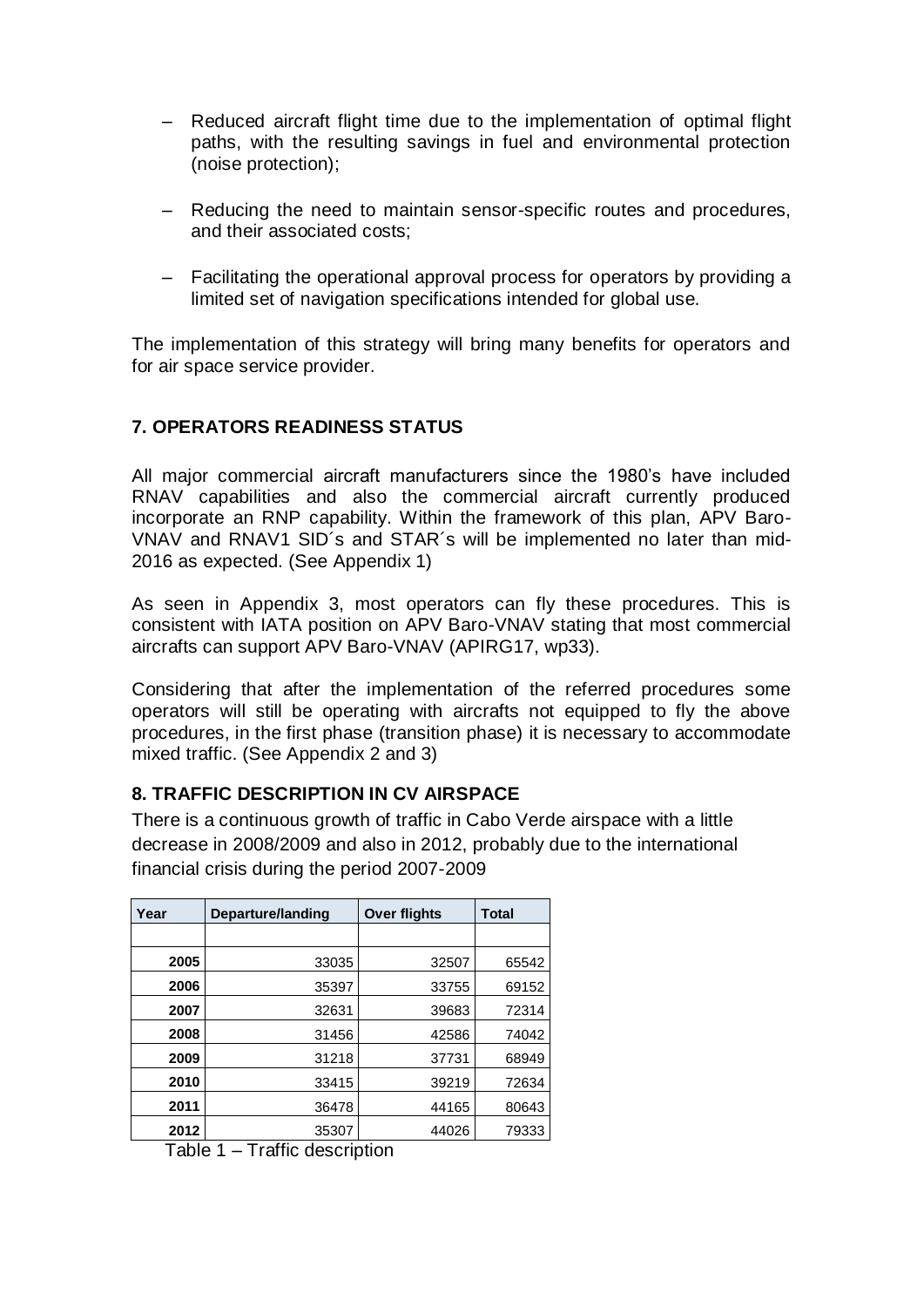- Reduced aircraft flight time due to the implementation of optimal flight paths, with the resulting savings in fuel and environmental protection (noise protection);

- Reducing the need to maintain sensor-specific routes and procedures, and their associated costs;

- Facilitating the operational approval process for operators by providing a limited set of navigation specifications intended for global use.

The implementation of this strategy will bring many benefits for operators and for air space service provider.

## 7. OPERATORS READINESS STATUS

All major commercial aircraft manufacturers since the 1980's have included RNAV capabilities and also the commercial aircraft currently produced incorporate an RNP capability. Within the framework of this plan, APV Baro-VNAV and RNAV1 SID´s and STAR´s will be implemented no later than mid-2016 as expected. (See Appendix 1)

As seen in Appendix 3, most operators can fly these procedures. This is consistent with IATA position on APV Baro-VNAV stating that most commercial aircrafts can support APV Baro-VNAV (APIRG17, wp33).

Considering that after the implementation of the referred procedures some operators will still be operating with aircrafts not equipped to fly the above procedures, in the first phase (transition phase) it is necessary to accommodate mixed traffic. (See Appendix 2 and 3)

## 8. TRAFFIC DESCRIPTION IN CV AIRSPACE

There is a continuous growth of traffic in Cabo Verde airspace with a little decrease in 2008/2009 and also in 2012, probably due to the international financial crisis during the period 2007-2009

| Year | Departure/landing | Over flights | Total |
|---|---|---|---|
| | | | |
| 2005 | 33035 | 32507 | 65542 |
| 2006 | 35397 | 33755 | 69152 |
| 2007 | 32631 | 39683 | 72314 |
| 2008 | 31456 | 42586 | 74042 |
| 2009 | 31218 | 37731 | 68949 |
| 2010 | 33415 | 39219 | 72634 |
| 2011 | 36478 | 44165 | 80643 |
| 2012 | 35307 | 44026 | 79333 |

Table 1 – Traffic description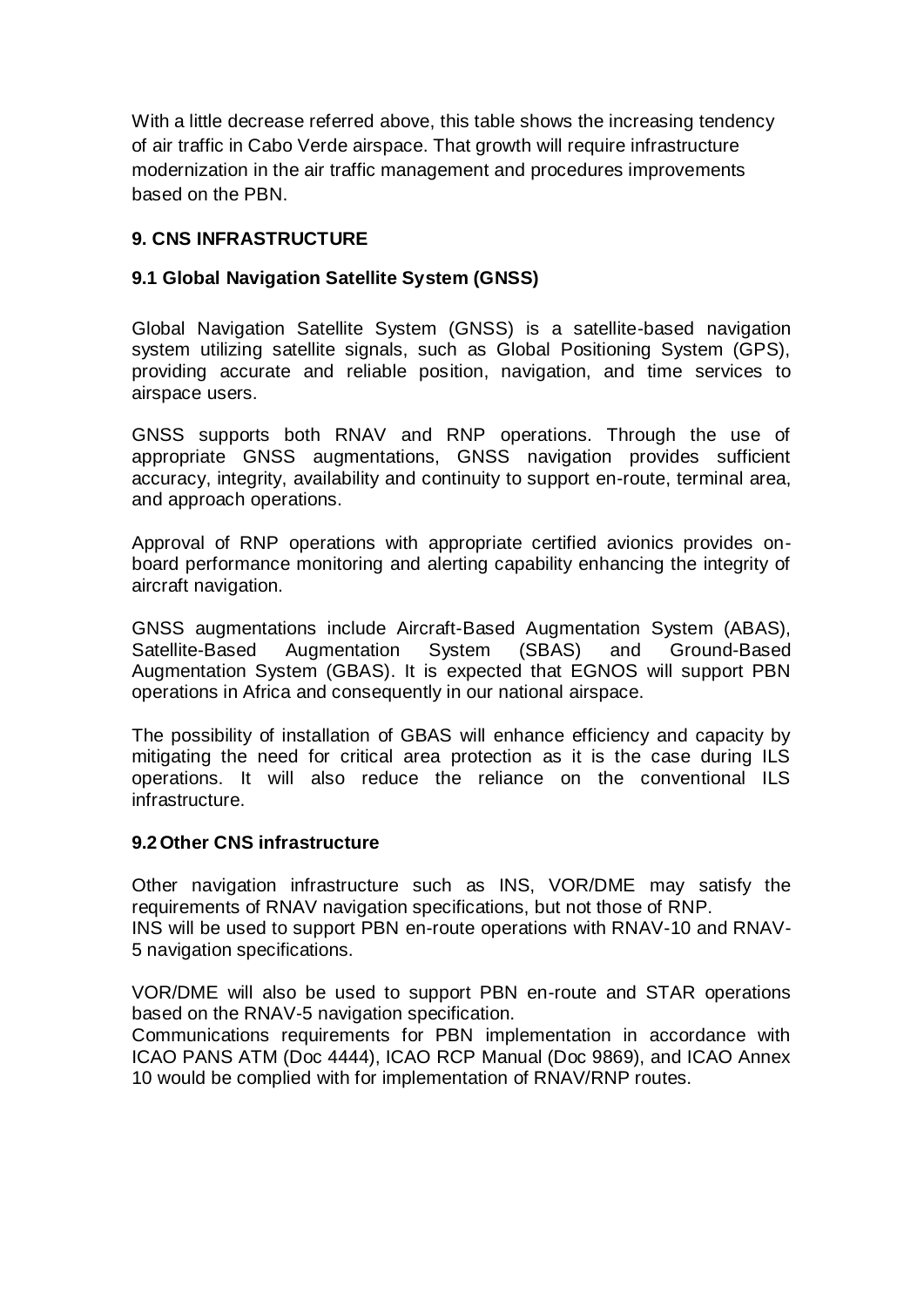With a little decrease referred above, this table shows the increasing tendency of air traffic in Cabo Verde airspace. That growth will require infrastructure modernization in the air traffic management and procedures improvements based on the PBN.

## 9. CNS INFRASTRUCTURE

### 9.1 Global Navigation Satellite System (GNSS)

Global Navigation Satellite System (GNSS) is a satellite-based navigation system utilizing satellite signals, such as Global Positioning System (GPS), providing accurate and reliable position, navigation, and time services to airspace users.

GNSS supports both RNAV and RNP operations. Through the use of appropriate GNSS augmentations, GNSS navigation provides sufficient accuracy, integrity, availability and continuity to support en-route, terminal area, and approach operations.

Approval of RNP operations with appropriate certified avionics provides on-board performance monitoring and alerting capability enhancing the integrity of aircraft navigation.

GNSS augmentations include Aircraft-Based Augmentation System (ABAS), Satellite-Based Augmentation System (SBAS) and Ground-Based Augmentation System (GBAS). It is expected that EGNOS will support PBN operations in Africa and consequently in our national airspace.

The possibility of installation of GBAS will enhance efficiency and capacity by mitigating the need for critical area protection as it is the case during ILS operations. It will also reduce the reliance on the conventional ILS infrastructure.

### 9.2 Other CNS infrastructure

Other navigation infrastructure such as INS, VOR/DME may satisfy the requirements of RNAV navigation specifications, but not those of RNP.
INS will be used to support PBN en-route operations with RNAV-10 and RNAV-5 navigation specifications.

VOR/DME will also be used to support PBN en-route and STAR operations based on the RNAV-5 navigation specification.
Communications requirements for PBN implementation in accordance with ICAO PANS ATM (Doc 4444), ICAO RCP Manual (Doc 9869), and ICAO Annex 10 would be complied with for implementation of RNAV/RNP routes.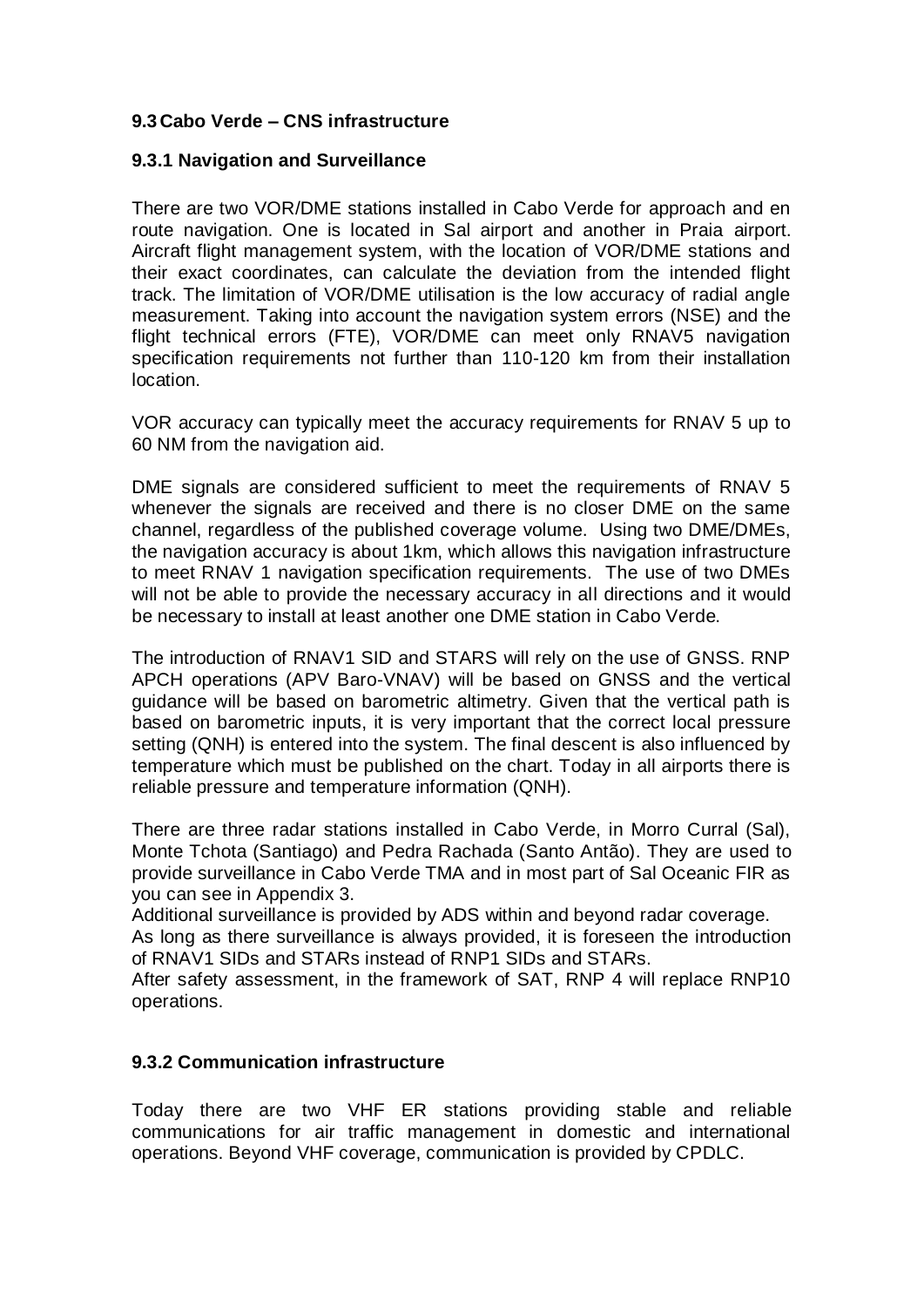### 9.3 Cabo Verde – CNS infrastructure

#### 9.3.1 Navigation and Surveillance

There are two VOR/DME stations installed in Cabo Verde for approach and en route navigation. One is located in Sal airport and another in Praia airport. Aircraft flight management system, with the location of VOR/DME stations and their exact coordinates, can calculate the deviation from the intended flight track. The limitation of VOR/DME utilisation is the low accuracy of radial angle measurement. Taking into account the navigation system errors (NSE) and the flight technical errors (FTE), VOR/DME can meet only RNAV5 navigation specification requirements not further than 110-120 km from their installation location.

VOR accuracy can typically meet the accuracy requirements for RNAV 5 up to 60 NM from the navigation aid.

DME signals are considered sufficient to meet the requirements of RNAV 5 whenever the signals are received and there is no closer DME on the same channel, regardless of the published coverage volume. Using two DME/DMEs, the navigation accuracy is about 1km, which allows this navigation infrastructure to meet RNAV 1 navigation specification requirements. The use of two DMEs will not be able to provide the necessary accuracy in all directions and it would be necessary to install at least another one DME station in Cabo Verde.

The introduction of RNAV1 SID and STARS will rely on the use of GNSS. RNP APCH operations (APV Baro-VNAV) will be based on GNSS and the vertical guidance will be based on barometric altimetry. Given that the vertical path is based on barometric inputs, it is very important that the correct local pressure setting (QNH) is entered into the system. The final descent is also influenced by temperature which must be published on the chart. Today in all airports there is reliable pressure and temperature information (QNH).

There are three radar stations installed in Cabo Verde, in Morro Curral (Sal), Monte Tchota (Santiago) and Pedra Rachada (Santo Antão). They are used to provide surveillance in Cabo Verde TMA and in most part of Sal Oceanic FIR as you can see in Appendix 3.

Additional surveillance is provided by ADS within and beyond radar coverage.

As long as there surveillance is always provided, it is foreseen the introduction of RNAV1 SIDs and STARs instead of RNP1 SIDs and STARs.

After safety assessment, in the framework of SAT, RNP 4 will replace RNP10 operations.

#### 9.3.2 Communication infrastructure

Today there are two VHF ER stations providing stable and reliable communications for air traffic management in domestic and international operations. Beyond VHF coverage, communication is provided by CPDLC.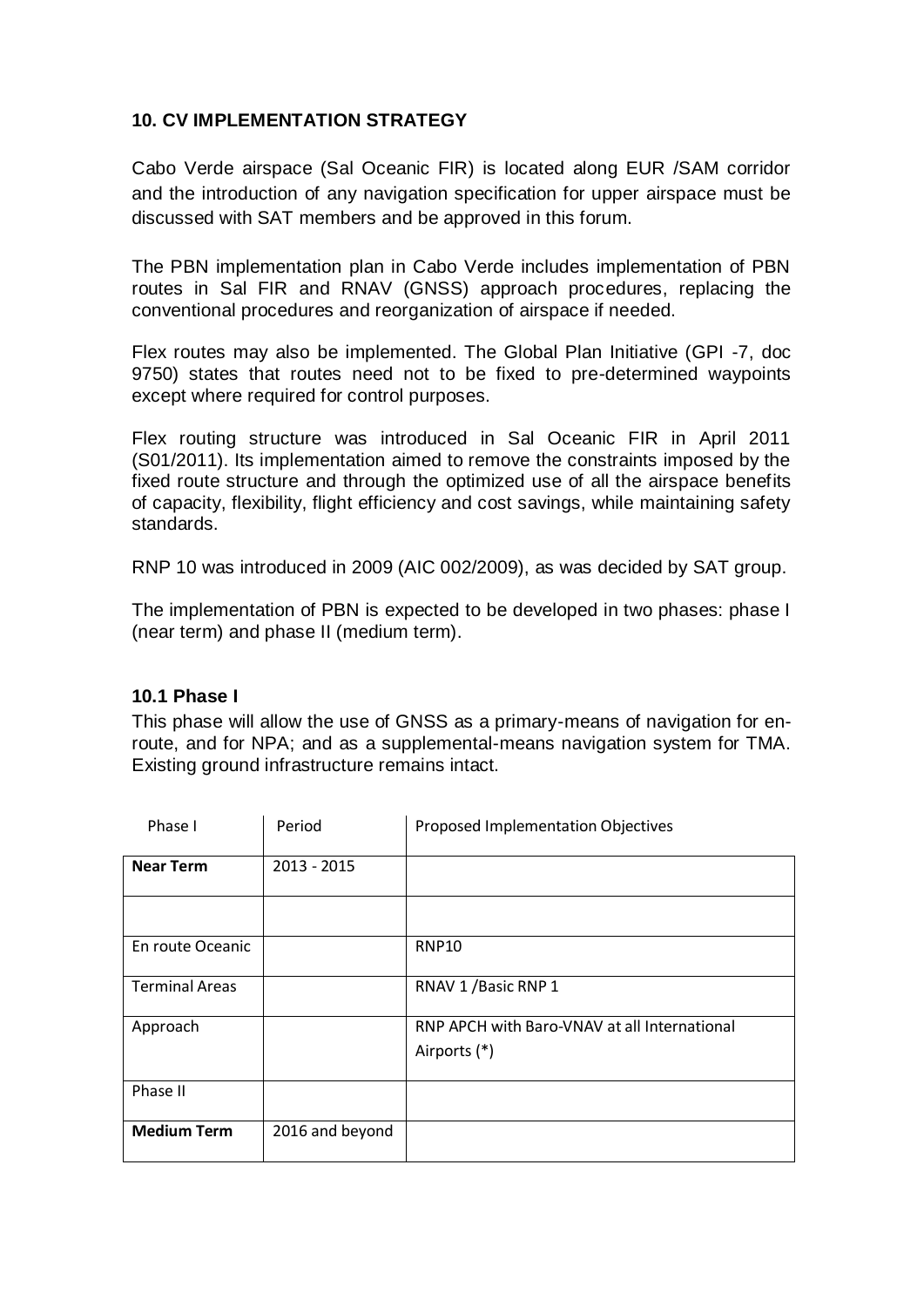## 10. CV IMPLEMENTATION STRATEGY

Cabo Verde airspace (Sal Oceanic FIR) is located along EUR /SAM corridor and the introduction of any navigation specification for upper airspace must be discussed with SAT members and be approved in this forum.

The PBN implementation plan in Cabo Verde includes implementation of PBN routes in Sal FIR and RNAV (GNSS) approach procedures, replacing the conventional procedures and reorganization of airspace if needed.

Flex routes may also be implemented. The Global Plan Initiative (GPI -7, doc 9750) states that routes need not to be fixed to pre-determined waypoints except where required for control purposes.

Flex routing structure was introduced in Sal Oceanic FIR in April 2011 (S01/2011). Its implementation aimed to remove the constraints imposed by the fixed route structure and through the optimized use of all the airspace benefits of capacity, flexibility, flight efficiency and cost savings, while maintaining safety standards.

RNP 10 was introduced in 2009 (AIC 002/2009), as was decided by SAT group.

The implementation of PBN is expected to be developed in two phases: phase I (near term) and phase II (medium term).

### 10.1 Phase I

This phase will allow the use of GNSS as a primary-means of navigation for en-route, and for NPA; and as a supplemental-means navigation system for TMA. Existing ground infrastructure remains intact.

| Phase I | Period | Proposed Implementation Objectives |
|---|---|---|
| **Near Term** | 2013 - 2015 | |
| | | |
| En route Oceanic | | RNP10 |
| Terminal Areas | | RNAV 1 /Basic RNP 1 |
| Approach | | RNP APCH with Baro-VNAV at all International Airports (*) |
| Phase II | | |
| **Medium Term** | 2016 and beyond | |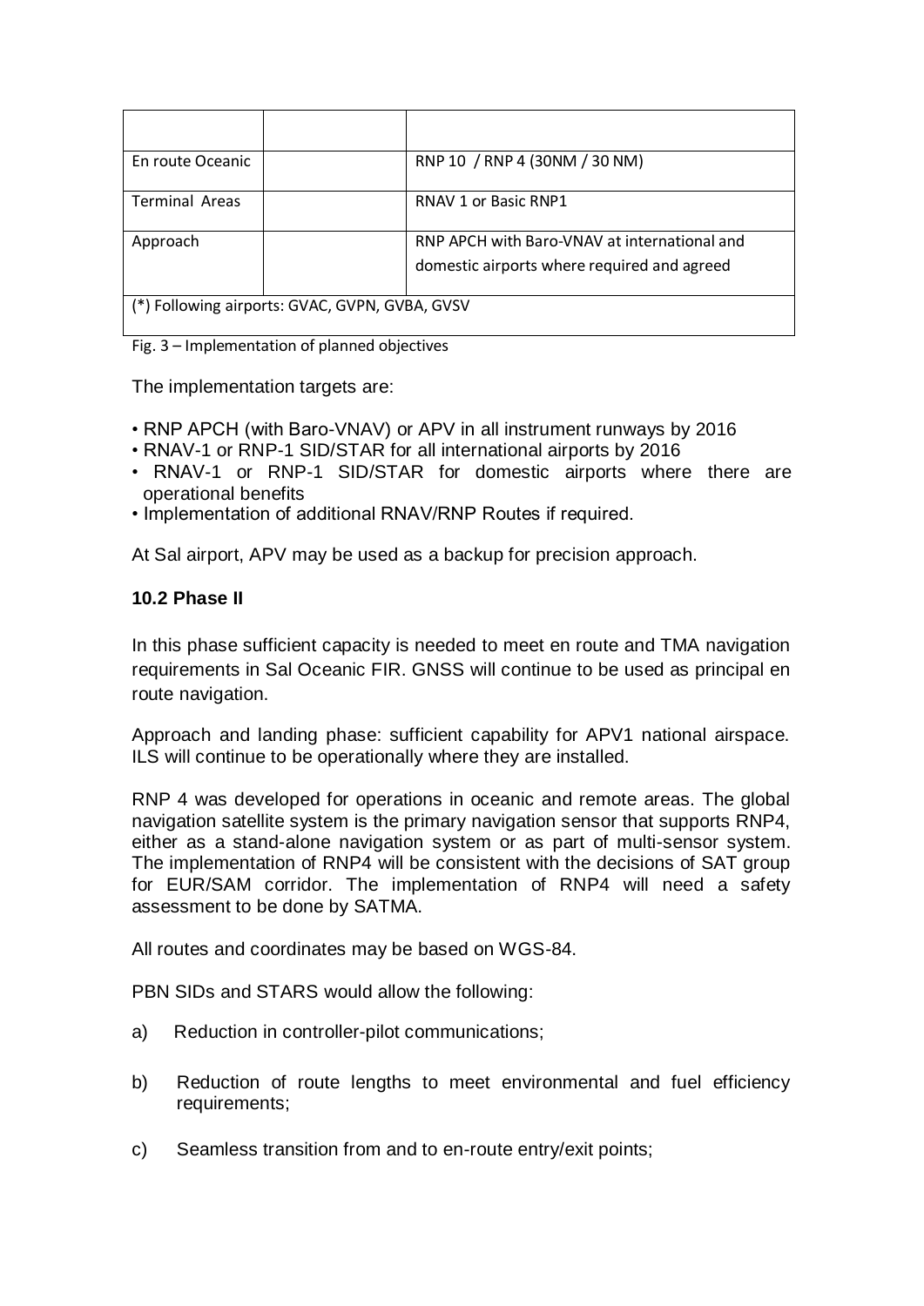| | | |
|---|---|---|
| | | |
| En route Oceanic | | RNP 10 / RNP 4 (30NM / 30 NM) |
| Terminal Areas | | RNAV 1 or Basic RNP1 |
| Approach | | RNP APCH with Baro-VNAV at international and domestic airports where required and agreed |
| (*) Following airports: GVAC, GVPN, GVBA, GVSV | | |

Fig. 3 – Implementation of planned objectives

The implementation targets are:

- RNP APCH (with Baro-VNAV) or APV in all instrument runways by 2016
- RNAV-1 or RNP-1 SID/STAR for all international airports by 2016
- RNAV-1 or RNP-1 SID/STAR for domestic airports where there are operational benefits
- Implementation of additional RNAV/RNP Routes if required.

At Sal airport, APV may be used as a backup for precision approach.

### 10.2 Phase II

In this phase sufficient capacity is needed to meet en route and TMA navigation requirements in Sal Oceanic FIR. GNSS will continue to be used as principal en route navigation.

Approach and landing phase: sufficient capability for APV1 national airspace. ILS will continue to be operationally where they are installed.

RNP 4 was developed for operations in oceanic and remote areas. The global navigation satellite system is the primary navigation sensor that supports RNP4, either as a stand-alone navigation system or as part of multi-sensor system. The implementation of RNP4 will be consistent with the decisions of SAT group for EUR/SAM corridor. The implementation of RNP4 will need a safety assessment to be done by SATMA.

All routes and coordinates may be based on WGS-84.

PBN SIDs and STARS would allow the following:

a) Reduction in controller-pilot communications;

b) Reduction of route lengths to meet environmental and fuel efficiency requirements;

c) Seamless transition from and to en-route entry/exit points;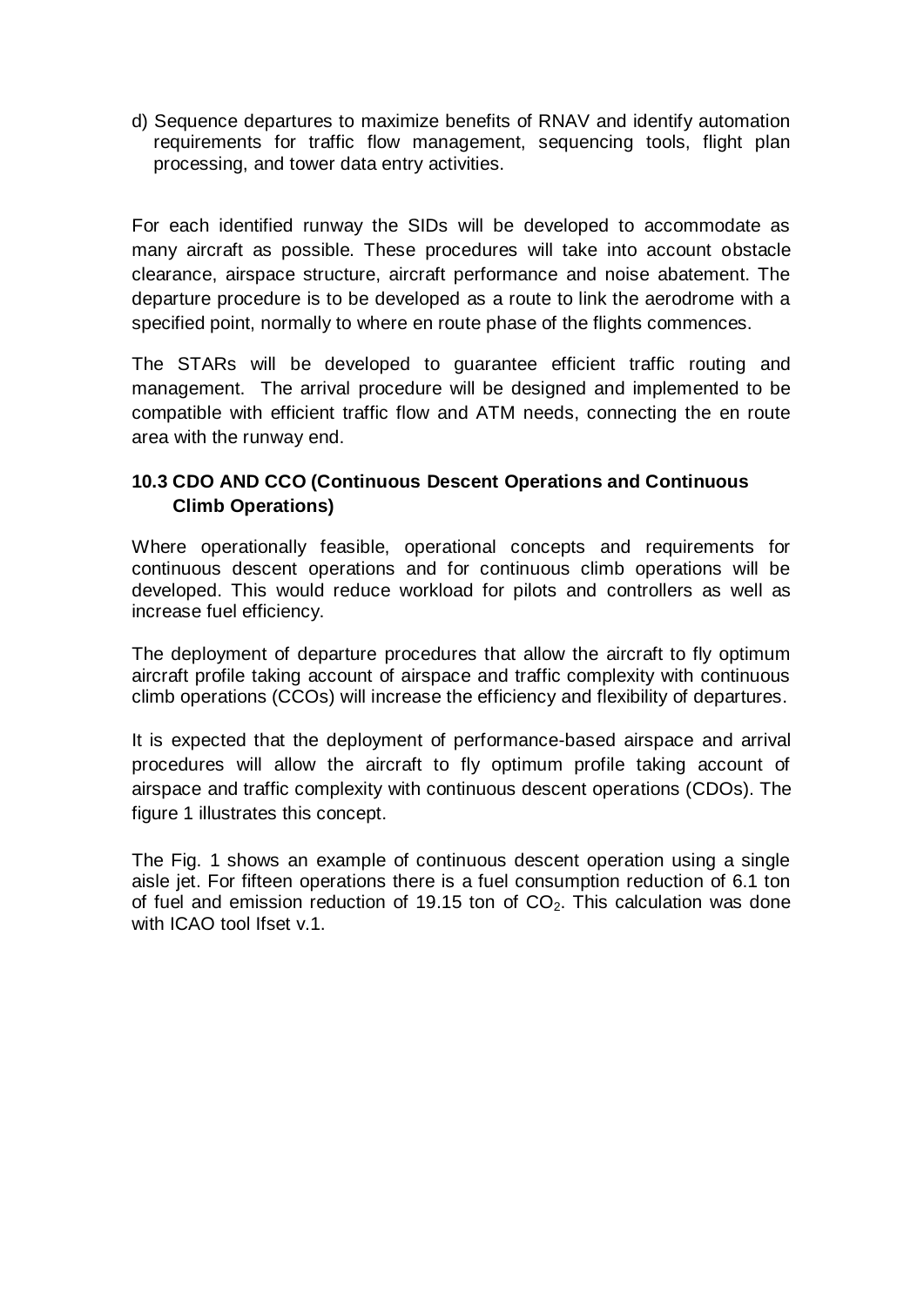d) Sequence departures to maximize benefits of RNAV and identify automation requirements for traffic flow management, sequencing tools, flight plan processing, and tower data entry activities.

For each identified runway the SIDs will be developed to accommodate as many aircraft as possible. These procedures will take into account obstacle clearance, airspace structure, aircraft performance and noise abatement. The departure procedure is to be developed as a route to link the aerodrome with a specified point, normally to where en route phase of the flights commences.

The STARs will be developed to guarantee efficient traffic routing and management. The arrival procedure will be designed and implemented to be compatible with efficient traffic flow and ATM needs, connecting the en route area with the runway end.

### 10.3 CDO AND CCO (Continuous Descent Operations and Continuous Climb Operations)

Where operationally feasible, operational concepts and requirements for continuous descent operations and for continuous climb operations will be developed. This would reduce workload for pilots and controllers as well as increase fuel efficiency.

The deployment of departure procedures that allow the aircraft to fly optimum aircraft profile taking account of airspace and traffic complexity with continuous climb operations (CCOs) will increase the efficiency and flexibility of departures.

It is expected that the deployment of performance-based airspace and arrival procedures will allow the aircraft to fly optimum profile taking account of airspace and traffic complexity with continuous descent operations (CDOs). The figure 1 illustrates this concept.

The Fig. 1 shows an example of continuous descent operation using a single aisle jet. For fifteen operations there is a fuel consumption reduction of 6.1 ton of fuel and emission reduction of 19.15 ton of $CO_2$. This calculation was done with ICAO tool Ifset v.1.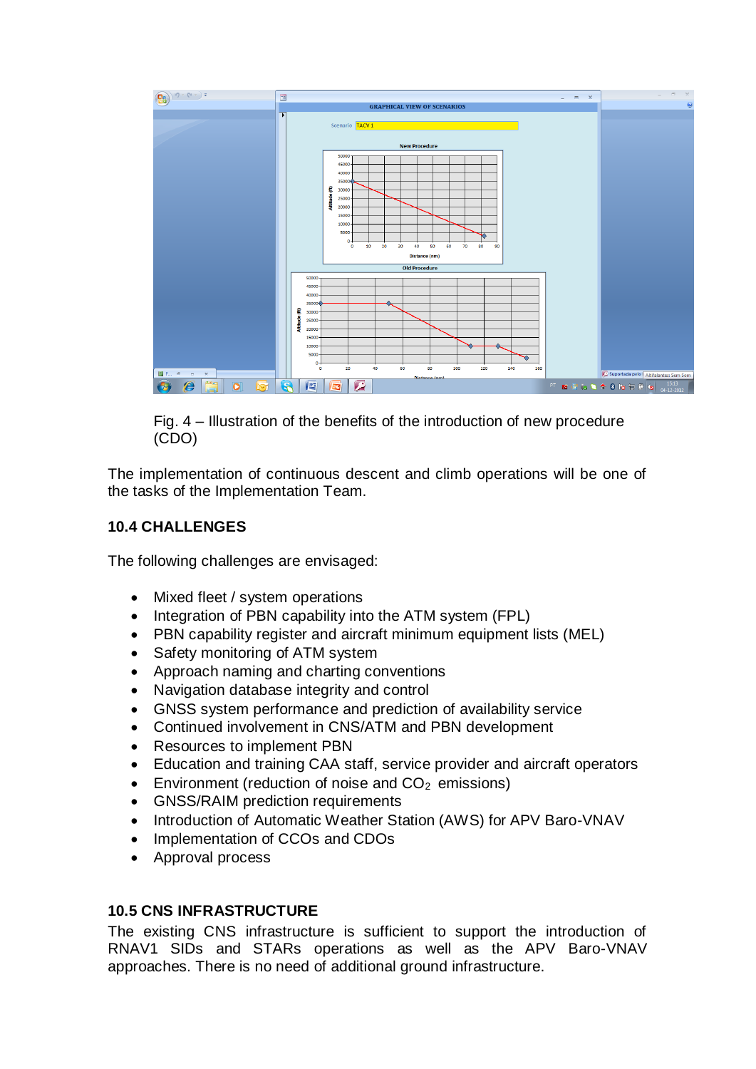GRAPHICAL VIEW OF SCENARIOS

Scenario TACV 1

New Procedure

50000
45000
40000
35000
30000
25000
20000
15000
10000
5000
0

Altitude (ft)

0 10 20 30 40 50 60 70 80 90

Distance (nm)

Old Procedure

50000
45000
40000
35000
30000
25000
20000
15000
10000
5000
0

Altitude (ft)

0 20 40 60 80 100 120 140 160

Distance (nm)

Fig. 4 – Illustration of the benefits of the introduction of new procedure (CDO)

The implementation of continuous descent and climb operations will be one of the tasks of the Implementation Team.

### 10.4 CHALLENGES

The following challenges are envisaged:

- Mixed fleet / system operations
- Integration of PBN capability into the ATM system (FPL)
- PBN capability register and aircraft minimum equipment lists (MEL)
- Safety monitoring of ATM system
- Approach naming and charting conventions
- Navigation database integrity and control
- GNSS system performance and prediction of availability service
- Continued involvement in CNS/ATM and PBN development
- Resources to implement PBN
- Education and training CAA staff, service provider and aircraft operators
- Environment (reduction of noise and $CO_2$ emissions)
- GNSS/RAIM prediction requirements
- Introduction of Automatic Weather Station (AWS) for APV Baro-VNAV
- Implementation of CCOs and CDOs
- Approval process

### 10.5 CNS INFRASTRUCTURE

The existing CNS infrastructure is sufficient to support the introduction of RNAV1 SIDs and STARs operations as well as the APV Baro-VNAV approaches. There is no need of additional ground infrastructure.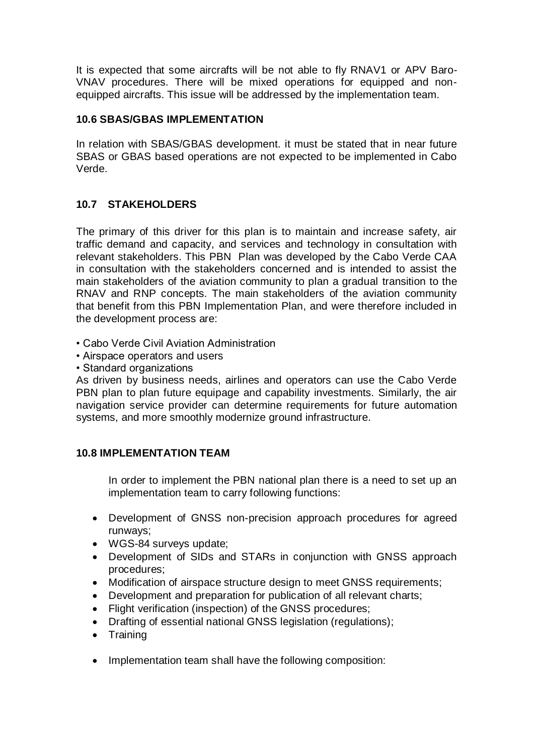It is expected that some aircrafts will be not able to fly RNAV1 or APV Baro-VNAV procedures. There will be mixed operations for equipped and non-equipped aircrafts. This issue will be addressed by the implementation team.

### 10.6 SBAS/GBAS IMPLEMENTATION

In relation with SBAS/GBAS development. it must be stated that in near future SBAS or GBAS based operations are not expected to be implemented in Cabo Verde.

### 10.7 STAKEHOLDERS

The primary of this driver for this plan is to maintain and increase safety, air traffic demand and capacity, and services and technology in consultation with relevant stakeholders. This PBN Plan was developed by the Cabo Verde CAA in consultation with the stakeholders concerned and is intended to assist the main stakeholders of the aviation community to plan a gradual transition to the RNAV and RNP concepts. The main stakeholders of the aviation community that benefit from this PBN Implementation Plan, and were therefore included in the development process are:

- Cabo Verde Civil Aviation Administration
- Airspace operators and users
- Standard organizations

As driven by business needs, airlines and operators can use the Cabo Verde PBN plan to plan future equipage and capability investments. Similarly, the air navigation service provider can determine requirements for future automation systems, and more smoothly modernize ground infrastructure.

### 10.8 IMPLEMENTATION TEAM

In order to implement the PBN national plan there is a need to set up an implementation team to carry following functions:

- Development of GNSS non-precision approach procedures for agreed runways;
- WGS-84 surveys update;
- Development of SIDs and STARs in conjunction with GNSS approach procedures;
- Modification of airspace structure design to meet GNSS requirements;
- Development and preparation for publication of all relevant charts;
- Flight verification (inspection) of the GNSS procedures;
- Drafting of essential national GNSS legislation (regulations);
- Training

- Implementation team shall have the following composition: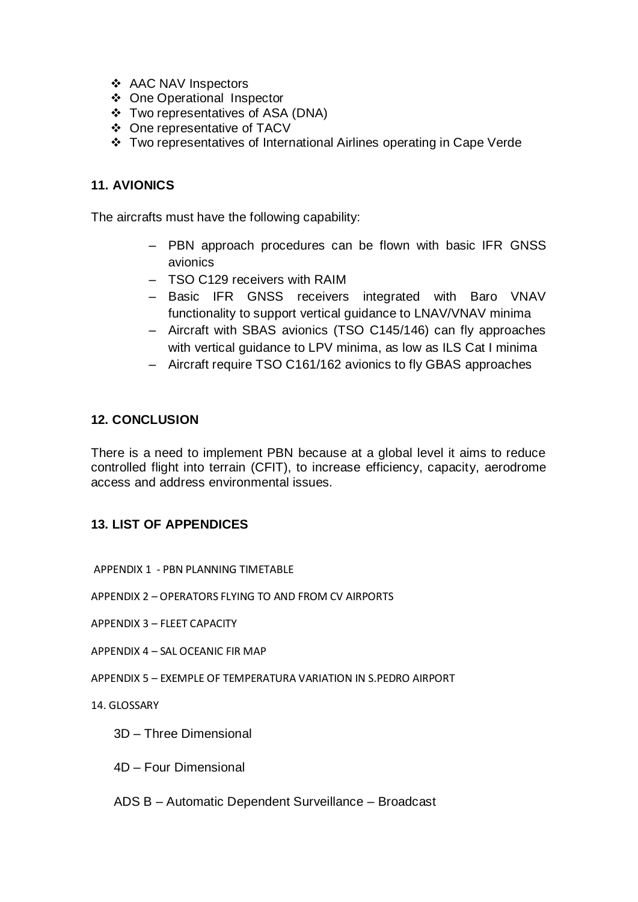- AAC NAV Inspectors
- One Operational Inspector
- Two representatives of ASA (DNA)
- One representative of TACV
- Two representatives of International Airlines operating in Cape Verde

## 11. AVIONICS

The aircrafts must have the following capability:

- PBN approach procedures can be flown with basic IFR GNSS avionics
- TSO C129 receivers with RAIM
- Basic IFR GNSS receivers integrated with Baro VNAV functionality to support vertical guidance to LNAV/VNAV minima
- Aircraft with SBAS avionics (TSO C145/146) can fly approaches with vertical guidance to LPV minima, as low as ILS Cat I minima
- Aircraft require TSO C161/162 avionics to fly GBAS approaches

## 12. CONCLUSION

There is a need to implement PBN because at a global level it aims to reduce controlled flight into terrain (CFIT), to increase efficiency, capacity, aerodrome access and address environmental issues.

## 13. LIST OF APPENDICES

APPENDIX 1 - PBN PLANNING TIMETABLE

APPENDIX 2 – OPERATORS FLYING TO AND FROM CV AIRPORTS

APPENDIX 3 – FLEET CAPACITY

APPENDIX 4 – SAL OCEANIC FIR MAP

APPENDIX 5 – EXEMPLE OF TEMPERATURA VARIATION IN S.PEDRO AIRPORT

14. GLOSSARY

3D – Three Dimensional

4D – Four Dimensional

ADS B – Automatic Dependent Surveillance – Broadcast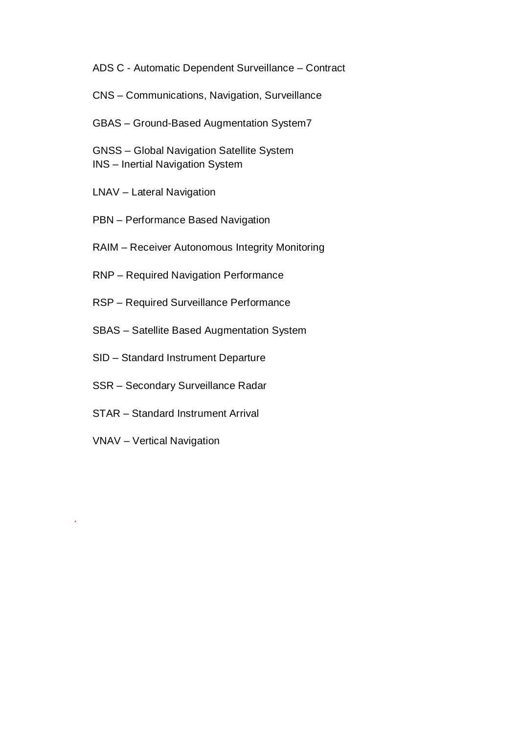ADS C - Automatic Dependent Surveillance – Contract

CNS – Communications, Navigation, Surveillance

GBAS – Ground-Based Augmentation System7

GNSS – Global Navigation Satellite System
INS – Inertial Navigation System

LNAV – Lateral Navigation

PBN – Performance Based Navigation

RAIM – Receiver Autonomous Integrity Monitoring

RNP – Required Navigation Performance

RSP – Required Surveillance Performance

SBAS – Satellite Based Augmentation System

SID – Standard Instrument Departure

SSR – Secondary Surveillance Radar

STAR – Standard Instrument Arrival

VNAV – Vertical Navigation